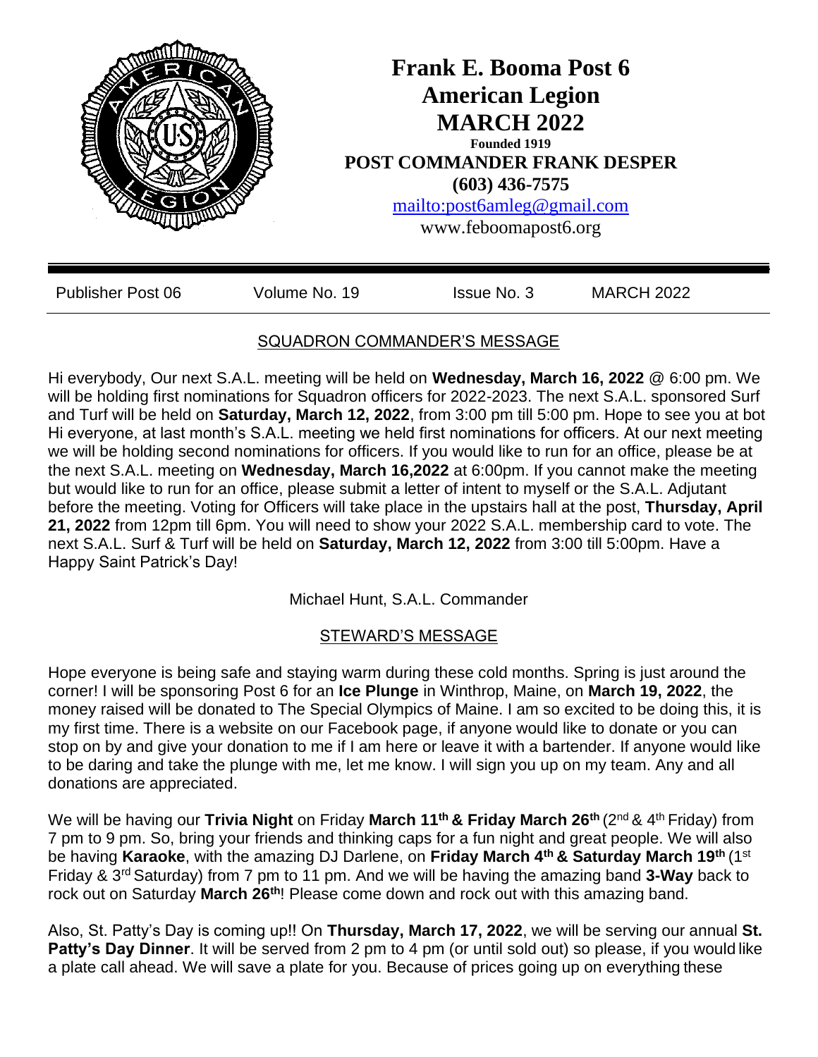# Frank E. Booma Post 6
# American Legion
# MARCH 2022

**Founded 1919**

**POST COMMANDER FRANK DESPER**

**(603) 436-7575**

mailto:post6amleg@gmail.com

www.feboomapost6.org

Publisher Post 06 | Volume No. 19 | Issue No. 3 | MARCH 2022

## SQUADRON COMMANDER'S MESSAGE

Hi everybody, Our next S.A.L. meeting will be held on **Wednesday, March 16, 2022** @ 6:00 pm. We will be holding first nominations for Squadron officers for 2022-2023. The next S.A.L. sponsored Surf and Turf will be held on **Saturday, March 12, 2022**, from 3:00 pm till 5:00 pm. Hope to see you at bot Hi everyone, at last month's S.A.L. meeting we held first nominations for officers. At our next meeting we will be holding second nominations for officers. If you would like to run for an office, please be at the next S.A.L. meeting on **Wednesday, March 16,2022** at 6:00pm. If you cannot make the meeting but would like to run for an office, please submit a letter of intent to myself or the S.A.L. Adjutant before the meeting. Voting for Officers will take place in the upstairs hall at the post, **Thursday, April 21, 2022** from 12pm till 6pm. You will need to show your 2022 S.A.L. membership card to vote. The next S.A.L. Surf & Turf will be held on **Saturday, March 12, 2022** from 3:00 till 5:00pm. Have a Happy Saint Patrick's Day!

Michael Hunt, S.A.L. Commander

## STEWARD'S MESSAGE

Hope everyone is being safe and staying warm during these cold months. Spring is just around the corner! I will be sponsoring Post 6 for an **Ice Plunge** in Winthrop, Maine, on **March 19, 2022**, the money raised will be donated to The Special Olympics of Maine. I am so excited to be doing this, it is my first time. There is a website on our Facebook page, if anyone would like to donate or you can stop on by and give your donation to me if I am here or leave it with a bartender. If anyone would like to be daring and take the plunge with me, let me know. I will sign you up on my team. Any and all donations are appreciated.

We will be having our **Trivia Night** on Friday **March 11th & Friday March 26th** (2nd & 4th Friday) from 7 pm to 9 pm. So, bring your friends and thinking caps for a fun night and great people. We will also be having **Karaoke**, with the amazing DJ Darlene, on **Friday March 4th & Saturday March 19th** (1st Friday & 3rd Saturday) from 7 pm to 11 pm. And we will be having the amazing band **3-Way** back to rock out on Saturday **March 26th**! Please come down and rock out with this amazing band.

Also, St. Patty's Day is coming up!! On **Thursday, March 17, 2022**, we will be serving our annual **St. Patty's Day Dinner**. It will be served from 2 pm to 4 pm (or until sold out) so please, if you would like a plate call ahead. We will save a plate for you. Because of prices going up on everything these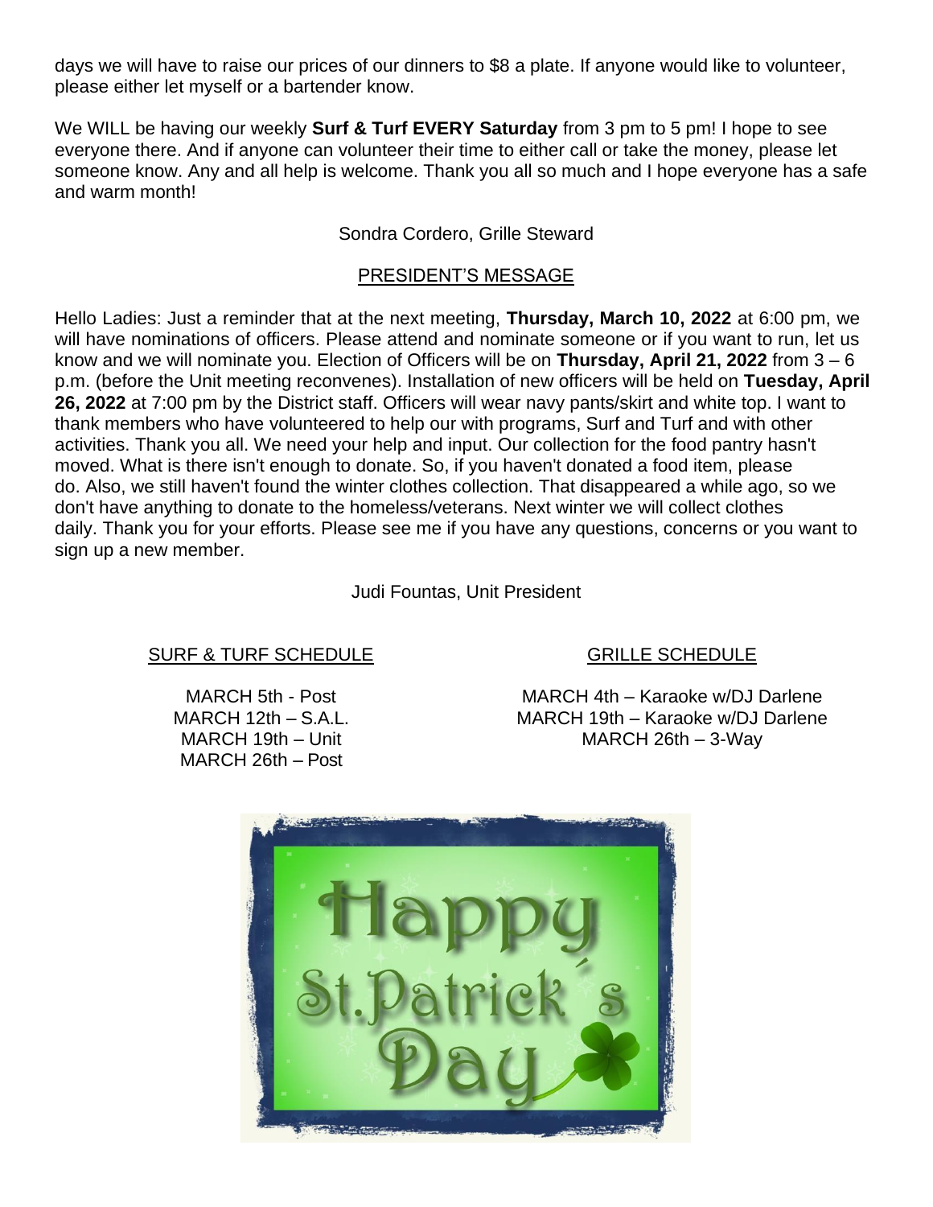days we will have to raise our prices of our dinners to $8 a plate. If anyone would like to volunteer, please either let myself or a bartender know.

We WILL be having our weekly **Surf & Turf EVERY Saturday** from 3 pm to 5 pm! I hope to see everyone there. And if anyone can volunteer their time to either call or take the money, please let someone know. Any and all help is welcome. Thank you all so much and I hope everyone has a safe and warm month!

Sondra Cordero, Grille Steward

## PRESIDENT'S MESSAGE

Hello Ladies: Just a reminder that at the next meeting, **Thursday, March 10, 2022** at 6:00 pm, we will have nominations of officers. Please attend and nominate someone or if you want to run, let us know and we will nominate you. Election of Officers will be on **Thursday, April 21, 2022** from 3 – 6 p.m. (before the Unit meeting reconvenes). Installation of new officers will be held on **Tuesday, April 26, 2022** at 7:00 pm by the District staff. Officers will wear navy pants/skirt and white top. I want to thank members who have volunteered to help our with programs, Surf and Turf and with other activities. Thank you all. We need your help and input. Our collection for the food pantry hasn't moved. What is there isn't enough to donate. So, if you haven't donated a food item, please do. Also, we still haven't found the winter clothes collection. That disappeared a while ago, so we don't have anything to donate to the homeless/veterans. Next winter we will collect clothes daily. Thank you for your efforts. Please see me if you have any questions, concerns or you want to sign up a new member.

Judi Fountas, Unit President

## SURF & TURF SCHEDULE

MARCH 5th - Post
MARCH 12th – S.A.L.
MARCH 19th – Unit
MARCH 26th – Post

## GRILLE SCHEDULE

MARCH 4th – Karaoke w/DJ Darlene
MARCH 19th – Karaoke w/DJ Darlene
MARCH 26th – 3-Way

Happy St. Patrick's Day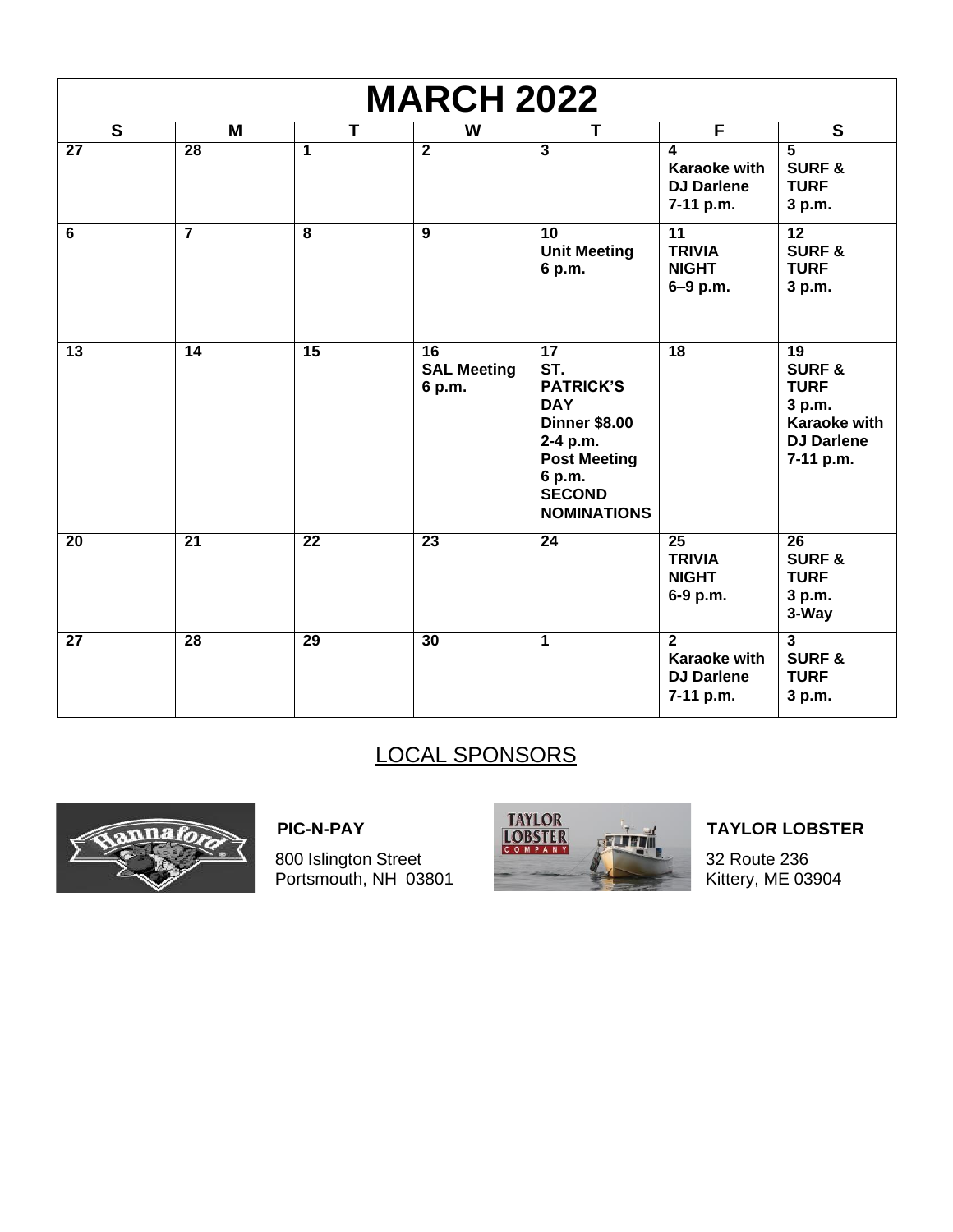# MARCH 2022

| S | M | T | W | T | F | S |
|---|---|---|---|---|---|---|
| 27 | 28 | 1 | 2 | 3 | 4 **Karaoke with DJ Darlene 7-11 p.m.** | 5 **SURF & TURF 3 p.m.** |
| 6 | 7 | 8 | 9 | 10 **Unit Meeting 6 p.m.** | 11 **TRIVIA NIGHT 6–9 p.m.** | 12 **SURF & TURF 3 p.m.** |
| 13 | 14 | 15 | 16 **SAL Meeting 6 p.m.** | 17 **ST. PATRICK'S DAY Dinner $8.00 2-4 p.m. Post Meeting 6 p.m. SECOND NOMINATIONS** | 18 | 19 **SURF & TURF 3 p.m. Karaoke with DJ Darlene 7-11 p.m.** |
| 20 | 21 | 22 | 23 | 24 | 25 **TRIVIA NIGHT 6-9 p.m.** | 26 **SURF & TURF 3 p.m. 3-Way** |
| 27 | 28 | 29 | 30 | 1 | 2 **Karaoke with DJ Darlene 7-11 p.m.** | 3 **SURF & TURF 3 p.m.** |

## LOCAL SPONSORS

**PIC-N-PAY**

800 Islington Street
Portsmouth, NH 03801

**TAYLOR LOBSTER**

32 Route 236
Kittery, ME 03904